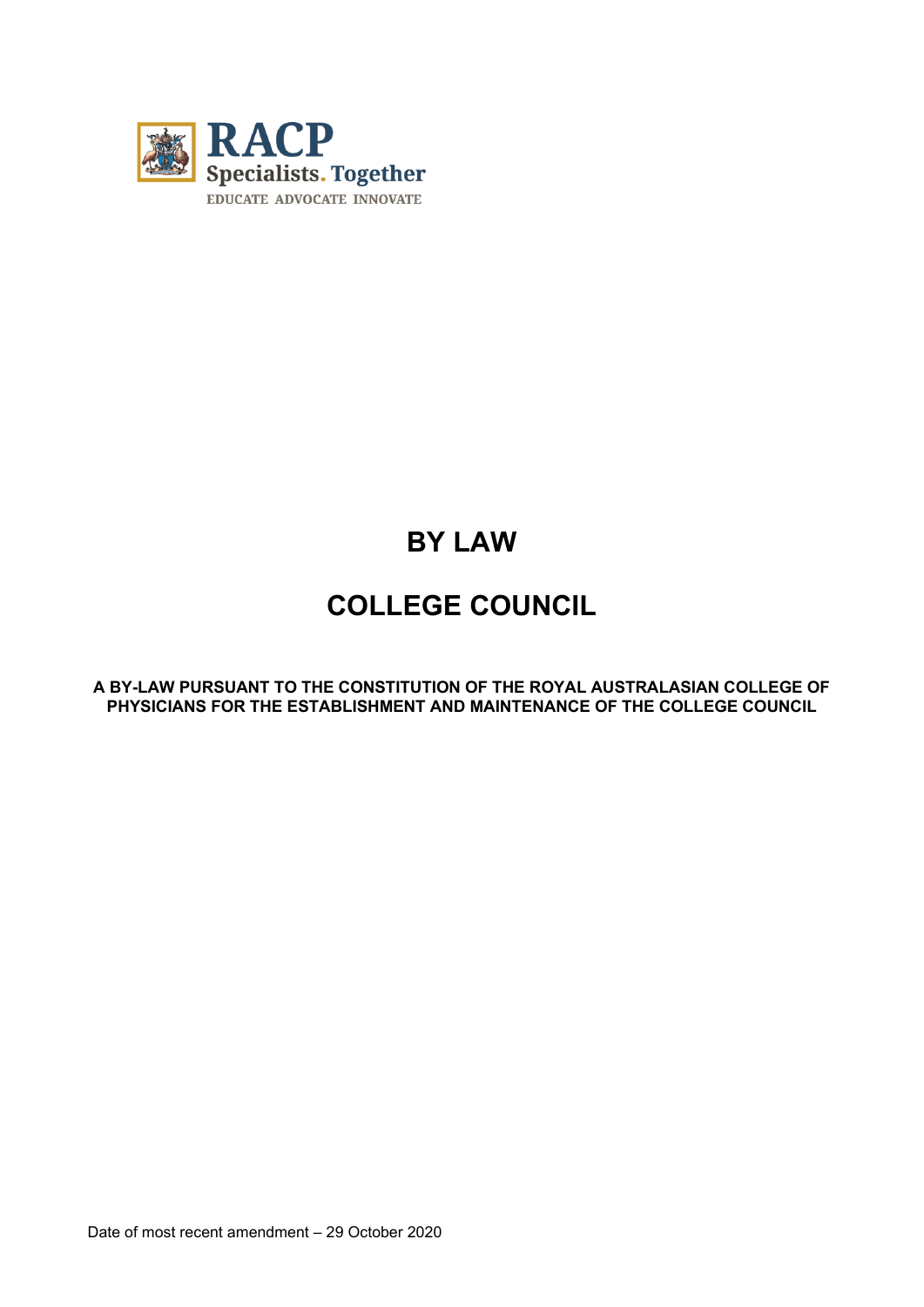RACP
Specialists. Together
EDUCATE ADVOCATE INNOVATE

# BY LAW

# COLLEGE COUNCIL

**A BY-LAW PURSUANT TO THE CONSTITUTION OF THE ROYAL AUSTRALASIAN COLLEGE OF PHYSICIANS FOR THE ESTABLISHMENT AND MAINTENANCE OF THE COLLEGE COUNCIL**

Date of most recent amendment – 29 October 2020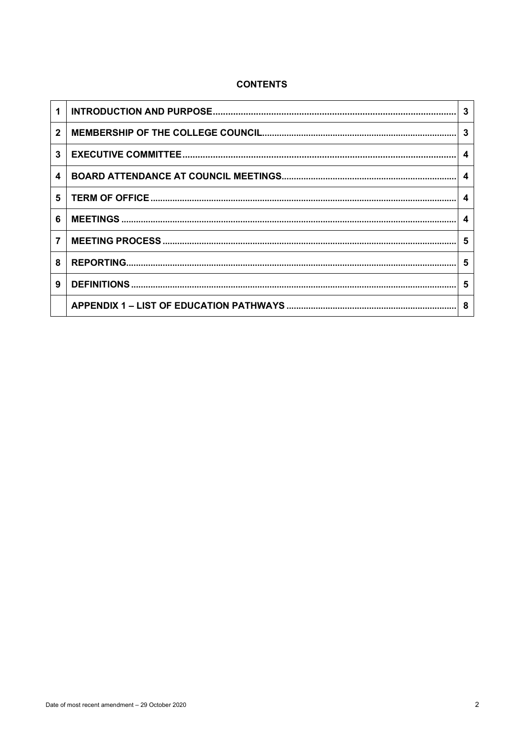**CONTENTS**

| | | |
|---|---|---|
| 1 | INTRODUCTION AND PURPOSE | 3 |
| 2 | MEMBERSHIP OF THE COLLEGE COUNCIL | 3 |
| 3 | EXECUTIVE COMMITTEE | 4 |
| 4 | BOARD ATTENDANCE AT COUNCIL MEETINGS | 4 |
| 5 | TERM OF OFFICE | 4 |
| 6 | MEETINGS | 4 |
| 7 | MEETING PROCESS | 5 |
| 8 | REPORTING | 5 |
| 9 | DEFINITIONS | 5 |
| | APPENDIX 1 – LIST OF EDUCATION PATHWAYS | 8 |

Date of most recent amendment – 29 October 2020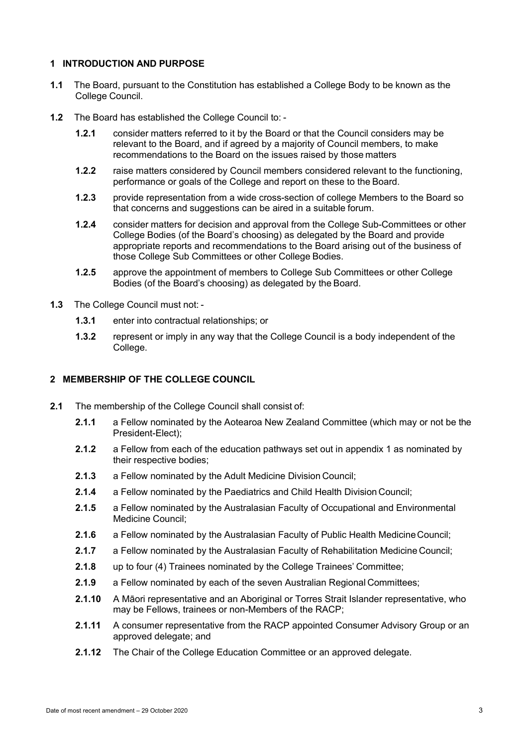## 1 INTRODUCTION AND PURPOSE

**1.1** The Board, pursuant to the Constitution has established a College Body to be known as the College Council.

**1.2** The Board has established the College Council to: -

**1.2.1** consider matters referred to it by the Board or that the Council considers may be relevant to the Board, and if agreed by a majority of Council members, to make recommendations to the Board on the issues raised by those matters

**1.2.2** raise matters considered by Council members considered relevant to the functioning, performance or goals of the College and report on these to the Board.

**1.2.3** provide representation from a wide cross-section of college Members to the Board so that concerns and suggestions can be aired in a suitable forum.

**1.2.4** consider matters for decision and approval from the College Sub-Committees or other College Bodies (of the Board's choosing) as delegated by the Board and provide appropriate reports and recommendations to the Board arising out of the business of those College Sub Committees or other College Bodies.

**1.2.5** approve the appointment of members to College Sub Committees or other College Bodies (of the Board's choosing) as delegated by the Board.

**1.3** The College Council must not: -

**1.3.1** enter into contractual relationships; or

**1.3.2** represent or imply in any way that the College Council is a body independent of the College.

## 2 MEMBERSHIP OF THE COLLEGE COUNCIL

**2.1** The membership of the College Council shall consist of:

**2.1.1** a Fellow nominated by the Aotearoa New Zealand Committee (which may or not be the President-Elect);

**2.1.2** a Fellow from each of the education pathways set out in appendix 1 as nominated by their respective bodies;

**2.1.3** a Fellow nominated by the Adult Medicine Division Council;

**2.1.4** a Fellow nominated by the Paediatrics and Child Health Division Council;

**2.1.5** a Fellow nominated by the Australasian Faculty of Occupational and Environmental Medicine Council;

**2.1.6** a Fellow nominated by the Australasian Faculty of Public Health Medicine Council;

**2.1.7** a Fellow nominated by the Australasian Faculty of Rehabilitation Medicine Council;

**2.1.8** up to four (4) Trainees nominated by the College Trainees' Committee;

**2.1.9** a Fellow nominated by each of the seven Australian Regional Committees;

**2.1.10** A Māori representative and an Aboriginal or Torres Strait Islander representative, who may be Fellows, trainees or non-Members of the RACP;

**2.1.11** A consumer representative from the RACP appointed Consumer Advisory Group or an approved delegate; and

**2.1.12** The Chair of the College Education Committee or an approved delegate.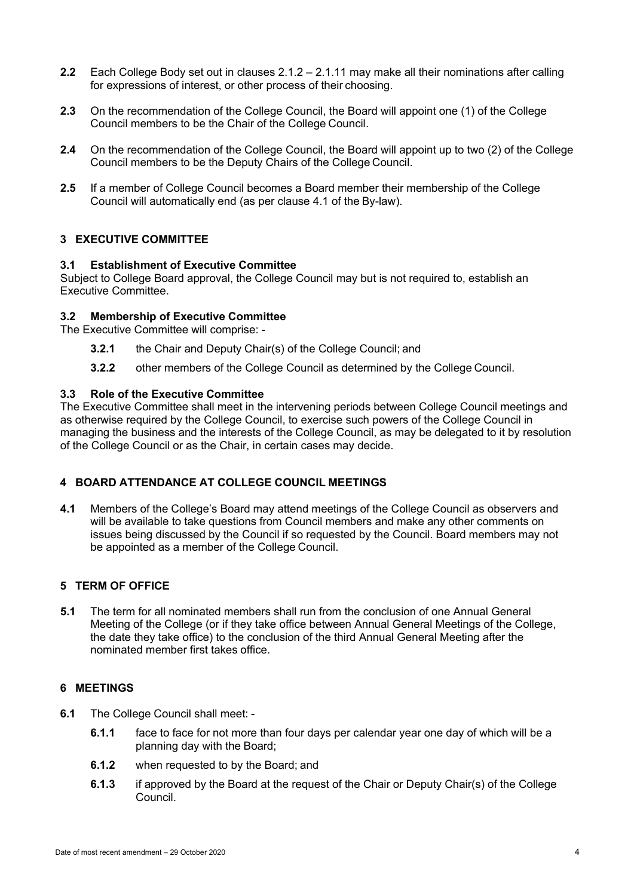**2.2** Each College Body set out in clauses 2.1.2 – 2.1.11 may make all their nominations after calling for expressions of interest, or other process of their choosing.

**2.3** On the recommendation of the College Council, the Board will appoint one (1) of the College Council members to be the Chair of the College Council.

**2.4** On the recommendation of the College Council, the Board will appoint up to two (2) of the College Council members to be the Deputy Chairs of the College Council.

**2.5** If a member of College Council becomes a Board member their membership of the College Council will automatically end (as per clause 4.1 of the By-law).

## 3 EXECUTIVE COMMITTEE

### 3.1 Establishment of Executive Committee

Subject to College Board approval, the College Council may but is not required to, establish an Executive Committee.

### 3.2 Membership of Executive Committee

The Executive Committee will comprise: -

- **3.2.1** the Chair and Deputy Chair(s) of the College Council; and
- **3.2.2** other members of the College Council as determined by the College Council.

### 3.3 Role of the Executive Committee

The Executive Committee shall meet in the intervening periods between College Council meetings and as otherwise required by the College Council, to exercise such powers of the College Council in managing the business and the interests of the College Council, as may be delegated to it by resolution of the College Council or as the Chair, in certain cases may decide.

## 4 BOARD ATTENDANCE AT COLLEGE COUNCIL MEETINGS

**4.1** Members of the College's Board may attend meetings of the College Council as observers and will be available to take questions from Council members and make any other comments on issues being discussed by the Council if so requested by the Council. Board members may not be appointed as a member of the College Council.

## 5 TERM OF OFFICE

**5.1** The term for all nominated members shall run from the conclusion of one Annual General Meeting of the College (or if they take office between Annual General Meetings of the College, the date they take office) to the conclusion of the third Annual General Meeting after the nominated member first takes office.

## 6 MEETINGS

**6.1** The College Council shall meet: -

- **6.1.1** face to face for not more than four days per calendar year one day of which will be a planning day with the Board;
- **6.1.2** when requested to by the Board; and
- **6.1.3** if approved by the Board at the request of the Chair or Deputy Chair(s) of the College Council.

Date of most recent amendment – 29 October 2020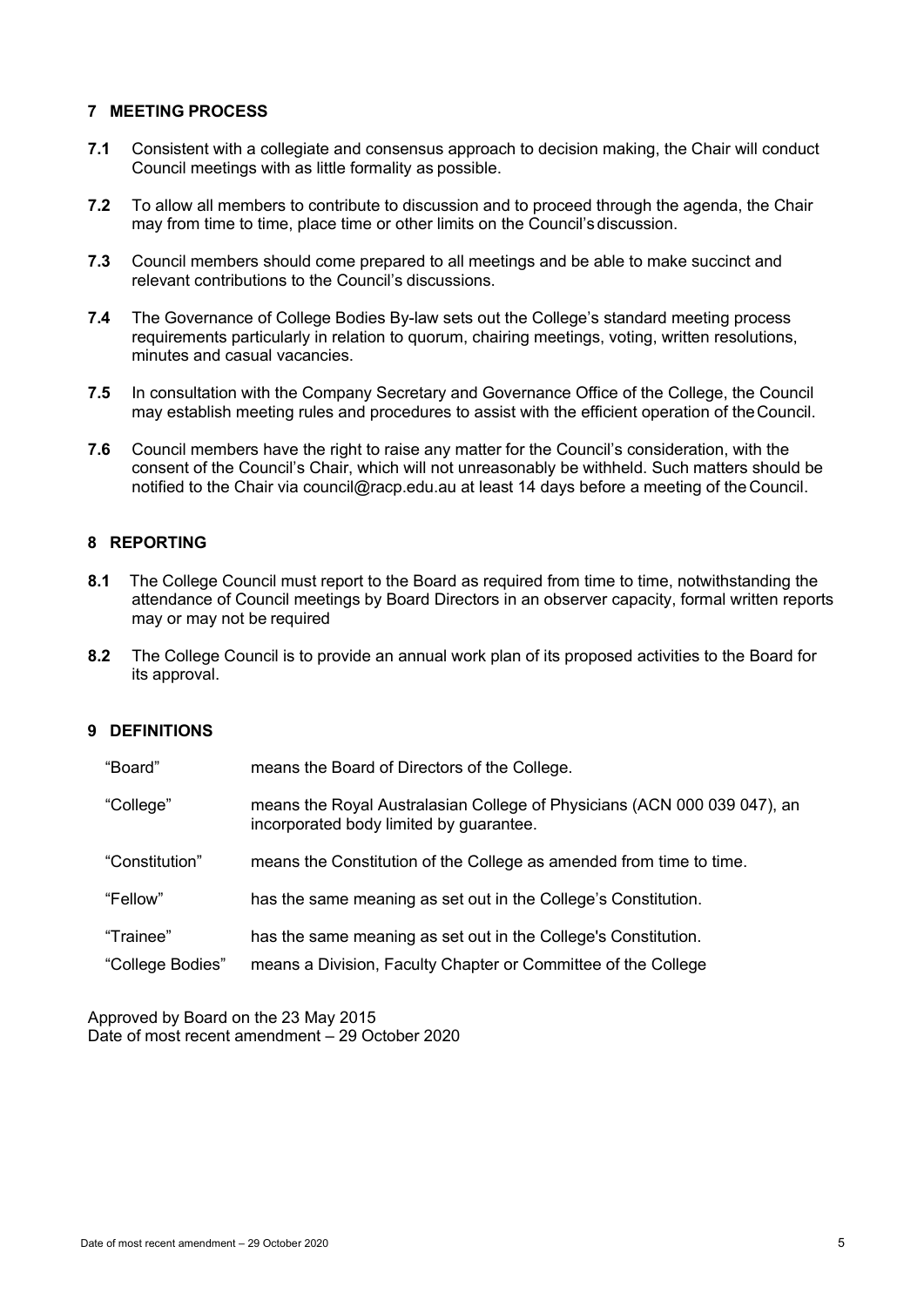## 7 MEETING PROCESS

**7.1** Consistent with a collegiate and consensus approach to decision making, the Chair will conduct Council meetings with as little formality as possible.

**7.2** To allow all members to contribute to discussion and to proceed through the agenda, the Chair may from time to time, place time or other limits on the Council's discussion.

**7.3** Council members should come prepared to all meetings and be able to make succinct and relevant contributions to the Council's discussions.

**7.4** The Governance of College Bodies By-law sets out the College's standard meeting process requirements particularly in relation to quorum, chairing meetings, voting, written resolutions, minutes and casual vacancies.

**7.5** In consultation with the Company Secretary and Governance Office of the College, the Council may establish meeting rules and procedures to assist with the efficient operation of the Council.

**7.6** Council members have the right to raise any matter for the Council's consideration, with the consent of the Council's Chair, which will not unreasonably be withheld. Such matters should be notified to the Chair via council@racp.edu.au at least 14 days before a meeting of the Council.

## 8 REPORTING

**8.1** The College Council must report to the Board as required from time to time, notwithstanding the attendance of Council meetings by Board Directors in an observer capacity, formal written reports may or may not be required

**8.2** The College Council is to provide an annual work plan of its proposed activities to the Board for its approval.

## 9 DEFINITIONS

| | |
|---|---|
| "Board" | means the Board of Directors of the College. |
| "College" | means the Royal Australasian College of Physicians (ACN 000 039 047), an incorporated body limited by guarantee. |
| "Constitution" | means the Constitution of the College as amended from time to time. |
| "Fellow" | has the same meaning as set out in the College's Constitution. |
| "Trainee" | has the same meaning as set out in the College's Constitution. |
| "College Bodies" | means a Division, Faculty Chapter or Committee of the College |

Approved by Board on the 23 May 2015
Date of most recent amendment – 29 October 2020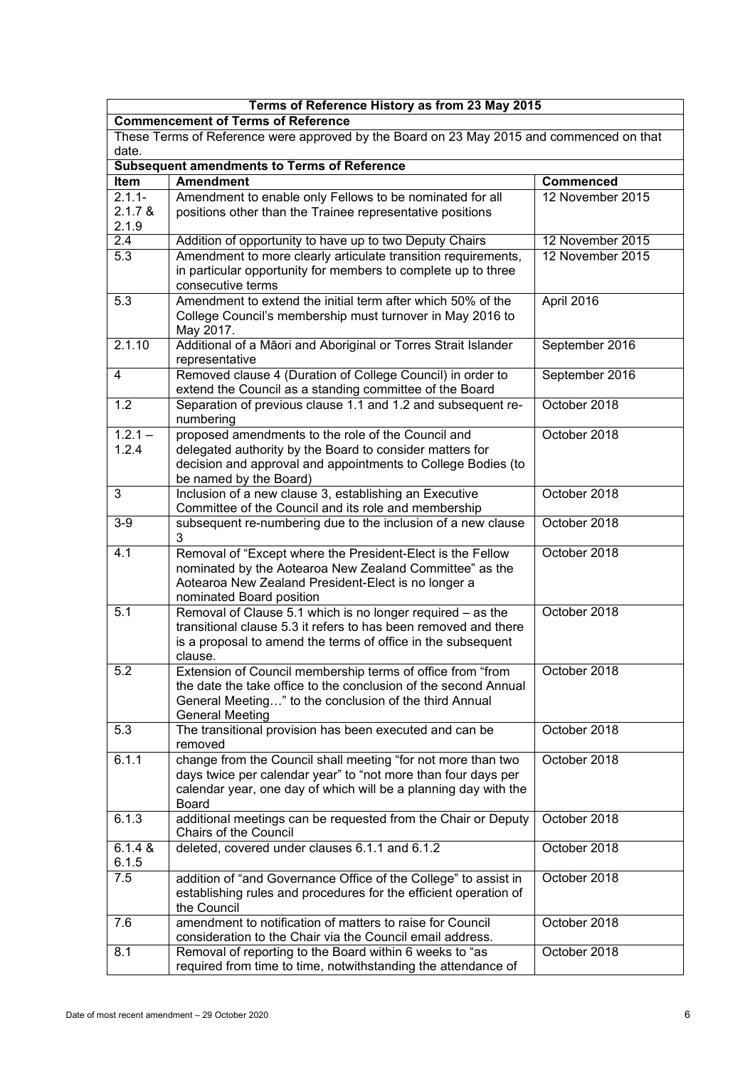| Terms of Reference History as from 23 May 2015 | | |
|---|---|---|
| **Commencement of Terms of Reference** | | |
| These Terms of Reference were approved by the Board on 23 May 2015 and commenced on that date. | | |
| **Subsequent amendments to Terms of Reference** | | |
| **Item** | **Amendment** | **Commenced** |
| 2.1.1-2.1.7 & 2.1.9 | Amendment to enable only Fellows to be nominated for all positions other than the Trainee representative positions | 12 November 2015 |
| 2.4 | Addition of opportunity to have up to two Deputy Chairs | 12 November 2015 |
| 5.3 | Amendment to more clearly articulate transition requirements, in particular opportunity for members to complete up to three consecutive terms | 12 November 2015 |
| 5.3 | Amendment to extend the initial term after which 50% of the College Council's membership must turnover in May 2016 to May 2017. | April 2016 |
| 2.1.10 | Additional of a Māori and Aboriginal or Torres Strait Islander representative | September 2016 |
| 4 | Removed clause 4 (Duration of College Council) in order to extend the Council as a standing committee of the Board | September 2016 |
| 1.2 | Separation of previous clause 1.1 and 1.2 and subsequent re-numbering | October 2018 |
| 1.2.1 – 1.2.4 | proposed amendments to the role of the Council and delegated authority by the Board to consider matters for decision and approval and appointments to College Bodies (to be named by the Board) | October 2018 |
| 3 | Inclusion of a new clause 3, establishing an Executive Committee of the Council and its role and membership | October 2018 |
| 3-9 | subsequent re-numbering due to the inclusion of a new clause 3 | October 2018 |
| 4.1 | Removal of "Except where the President-Elect is the Fellow nominated by the Aotearoa New Zealand Committee" as the Aotearoa New Zealand President-Elect is no longer a nominated Board position | October 2018 |
| 5.1 | Removal of Clause 5.1 which is no longer required – as the transitional clause 5.3 it refers to has been removed and there is a proposal to amend the terms of office in the subsequent clause. | October 2018 |
| 5.2 | Extension of Council membership terms of office from "from the date the take office to the conclusion of the second Annual General Meeting…" to the conclusion of the third Annual General Meeting | October 2018 |
| 5.3 | The transitional provision has been executed and can be removed | October 2018 |
| 6.1.1 | change from the Council shall meeting "for not more than two days twice per calendar year" to "not more than four days per calendar year, one day of which will be a planning day with the Board | October 2018 |
| 6.1.3 | additional meetings can be requested from the Chair or Deputy Chairs of the Council | October 2018 |
| 6.1.4 & 6.1.5 | deleted, covered under clauses 6.1.1 and 6.1.2 | October 2018 |
| 7.5 | addition of "and Governance Office of the College" to assist in establishing rules and procedures for the efficient operation of the Council | October 2018 |
| 7.6 | amendment to notification of matters to raise for Council consideration to the Chair via the Council email address. | October 2018 |
| 8.1 | Removal of reporting to the Board within 6 weeks to "as required from time to time, notwithstanding the attendance of | October 2018 |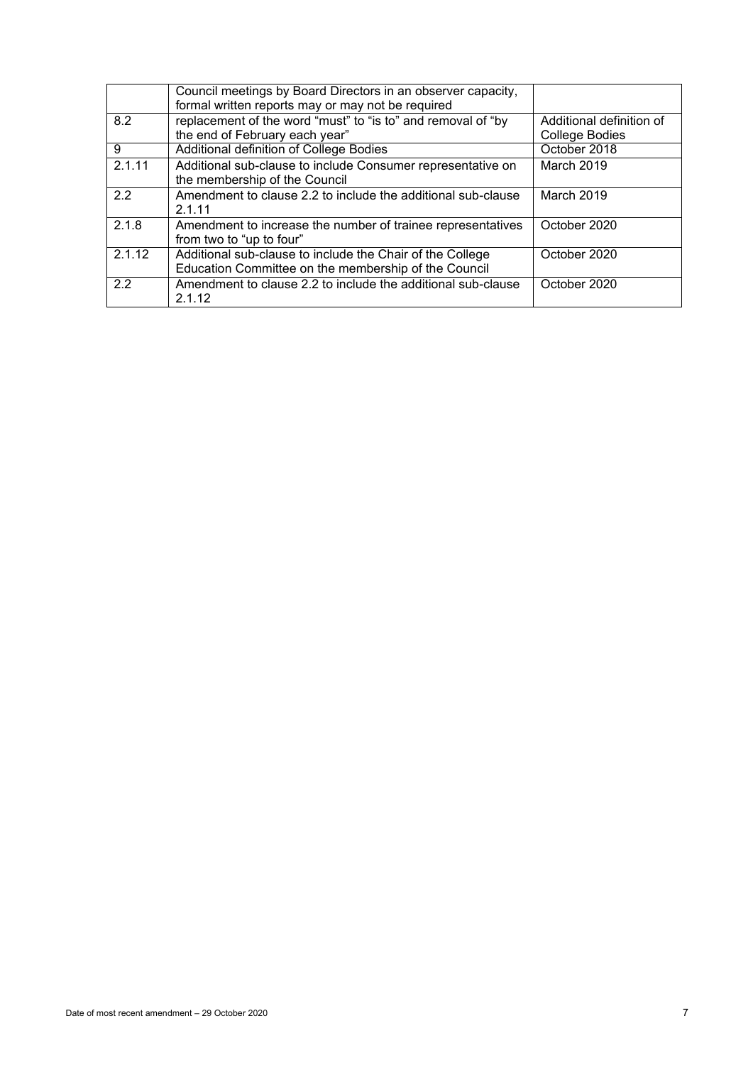|  |  |  |
| --- | --- | --- |
|  | Council meetings by Board Directors in an observer capacity, formal written reports may or may not be required |  |
| 8.2 | replacement of the word "must" to "is to" and removal of "by the end of February each year" | Additional definition of College Bodies |
| 9 | Additional definition of College Bodies | October 2018 |
| 2.1.11 | Additional sub-clause to include Consumer representative on the membership of the Council | March 2019 |
| 2.2 | Amendment to clause 2.2 to include the additional sub-clause 2.1.11 | March 2019 |
| 2.1.8 | Amendment to increase the number of trainee representatives from two to "up to four" | October 2020 |
| 2.1.12 | Additional sub-clause to include the Chair of the College Education Committee on the membership of the Council | October 2020 |
| 2.2 | Amendment to clause 2.2 to include the additional sub-clause 2.1.12 | October 2020 |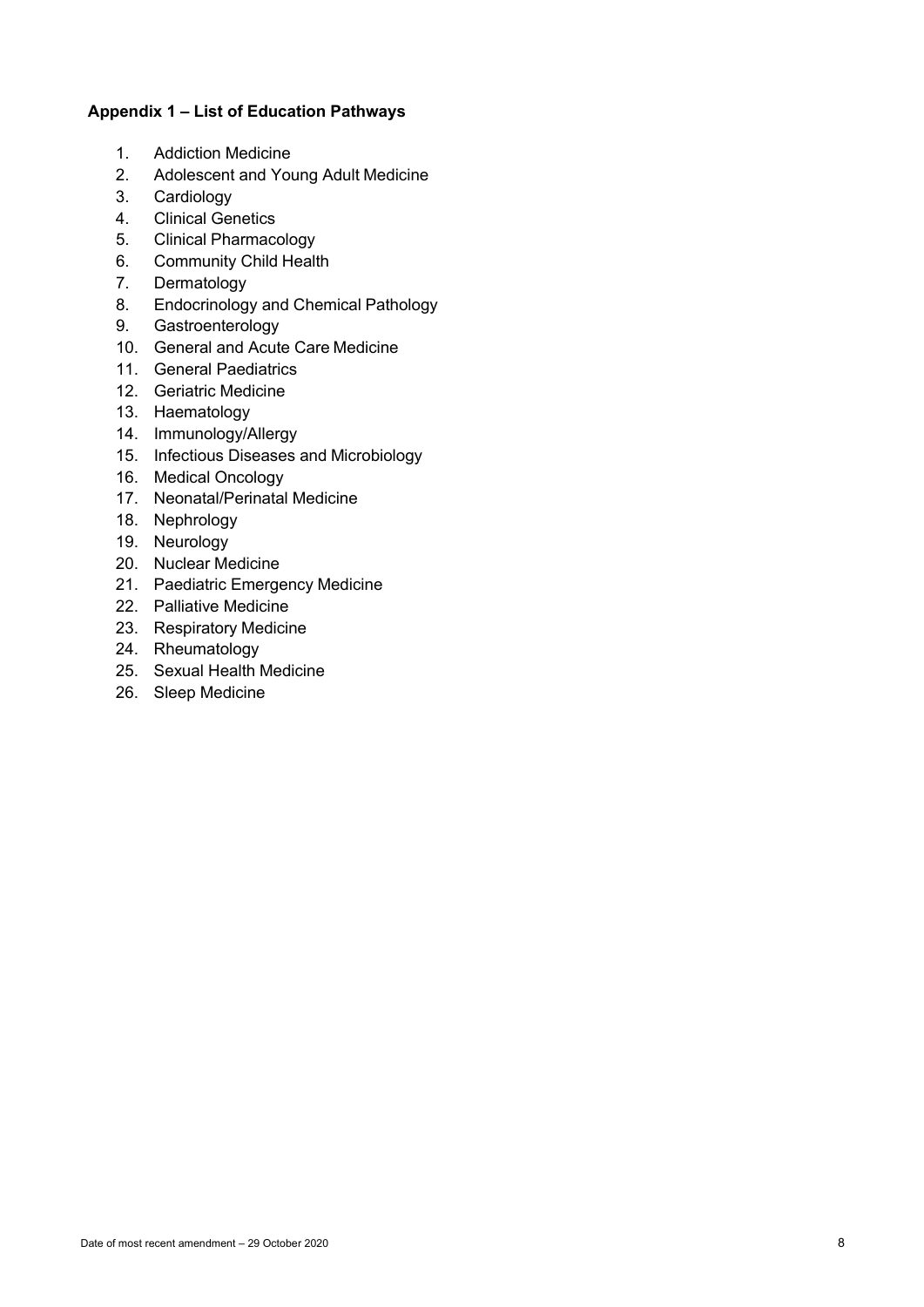**Appendix 1 – List of Education Pathways**

1. Addiction Medicine
2. Adolescent and Young Adult Medicine
3. Cardiology
4. Clinical Genetics
5. Clinical Pharmacology
6. Community Child Health
7. Dermatology
8. Endocrinology and Chemical Pathology
9. Gastroenterology
10. General and Acute Care Medicine
11. General Paediatrics
12. Geriatric Medicine
13. Haematology
14. Immunology/Allergy
15. Infectious Diseases and Microbiology
16. Medical Oncology
17. Neonatal/Perinatal Medicine
18. Nephrology
19. Neurology
20. Nuclear Medicine
21. Paediatric Emergency Medicine
22. Palliative Medicine
23. Respiratory Medicine
24. Rheumatology
25. Sexual Health Medicine
26. Sleep Medicine